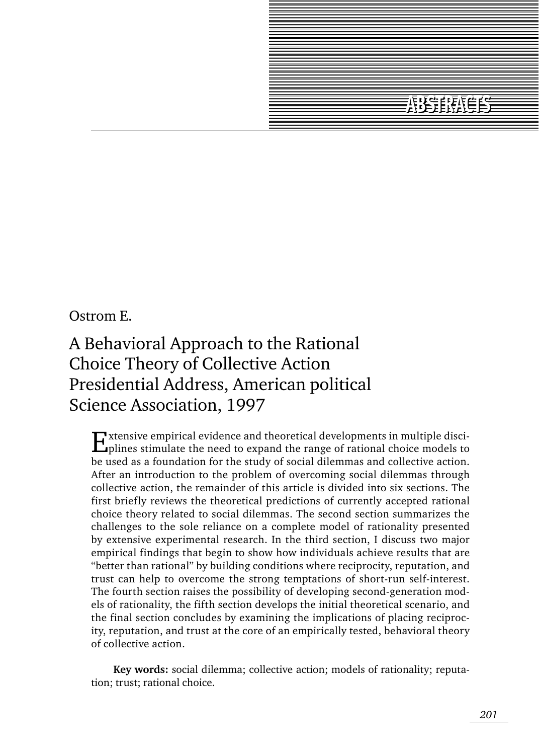# ABSTRACTS

Ostrom E.

## A Behavioral Approach to the Rational Choice Theory of Collective Action Presidential Address, American political Science Association, 1997

Extensive empirical evidence and theoretical developments in multiple disciplines stimulate the need to expand the range of rational choice models to be used as a foundation for the study of social dilemmas and collective action. After an introduction to the problem of overcoming social dilemmas through collective action, the remainder of this article is divided into six sections. The first briefly reviews the theoretical predictions of currently accepted rational choice theory related to social dilemmas. The second section summarizes the challenges to the sole reliance on a complete model of rationality presented by extensive experimental research. In the third section, I discuss two major empirical findings that begin to show how individuals achieve results that are "better than rational" by building conditions where reciprocity, reputation, and trust can help to overcome the strong temptations of short-run self-interest. The fourth section raises the possibility of developing second-generation models of rationality, the fifth section develops the initial theoretical scenario, and the final section concludes by examining the implications of placing reciprocity, reputation, and trust at the core of an empirically tested, behavioral theory of collective action.

**Key words:** social dilemma; collective action; models of rationality; reputation; trust; rational choice.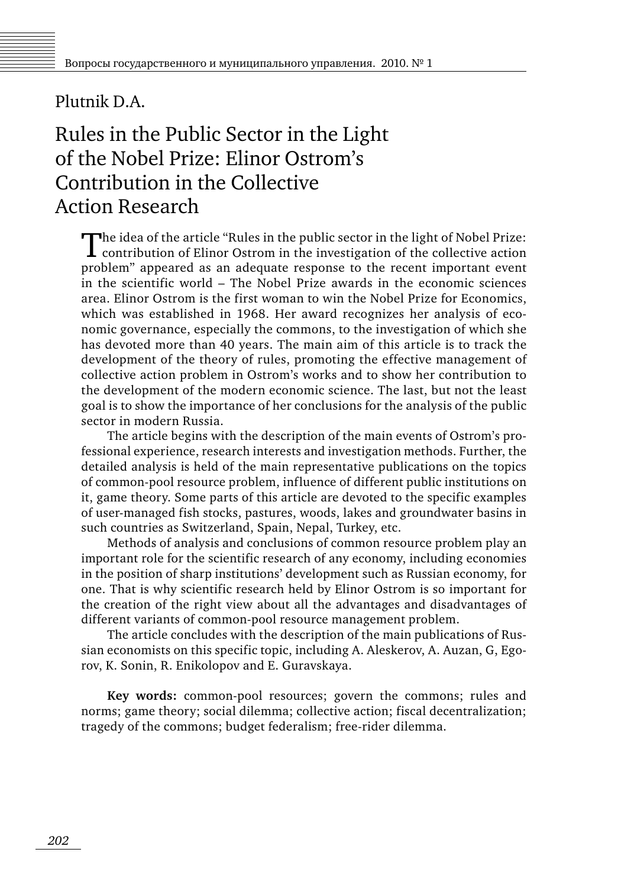Plutnik D.A.

# Rules in the Public Sector in the Light of the Nobel Prize: Elinor Ostrom's Contribution in the Collective Action Research

The idea of the article "Rules in the public sector in the light of Nobel Prize: contribution of Elinor Ostrom in the investigation of the collective action problem" appeared as an adequate response to the recent important event in the scientific world – The Nobel Prize awards in the economic sciences area. Elinor Ostrom is the first woman to win the Nobel Prize for Economics, which was established in 1968. Her award recognizes her analysis of economic governance, especially the commons, to the investigation of which she has devoted more than 40 years. The main aim of this article is to track the development of the theory of rules, promoting the effective management of collective action problem in Ostrom's works and to show her contribution to the development of the modern economic science. The last, but not the least goal is to show the importance of her conclusions for the analysis of the public sector in modern Russia.

The article begins with the description of the main events of Ostrom's professional experience, research interests and investigation methods. Further, the detailed analysis is held of the main representative publications on the topics of common-pool resource problem, influence of different public institutions on it, game theory. Some parts of this article are devoted to the specific examples of user-managed fish stocks, pastures, woods, lakes and groundwater basins in such countries as Switzerland, Spain, Nepal, Turkey, etc.

Methods of analysis and conclusions of common resource problem play an important role for the scientific research of any economy, including economies in the position of sharp institutions' development such as Russian economy, for one. That is why scientific research held by Elinor Ostrom is so important for the creation of the right view about all the advantages and disadvantages of different variants of common-pool resource management problem.

The article concludes with the description of the main publications of Russian economists on this specific topic, including A. Aleskerov, A. Auzan, G, Egorov, K. Sonin, R. Enikolopov and E. Guravskaya.

**Key words:** common-pool resources; govern the commons; rules and norms; game theory; social dilemma; collective action; fiscal decentralization; tragedy of the commons; budget federalism; free-rider dilemma.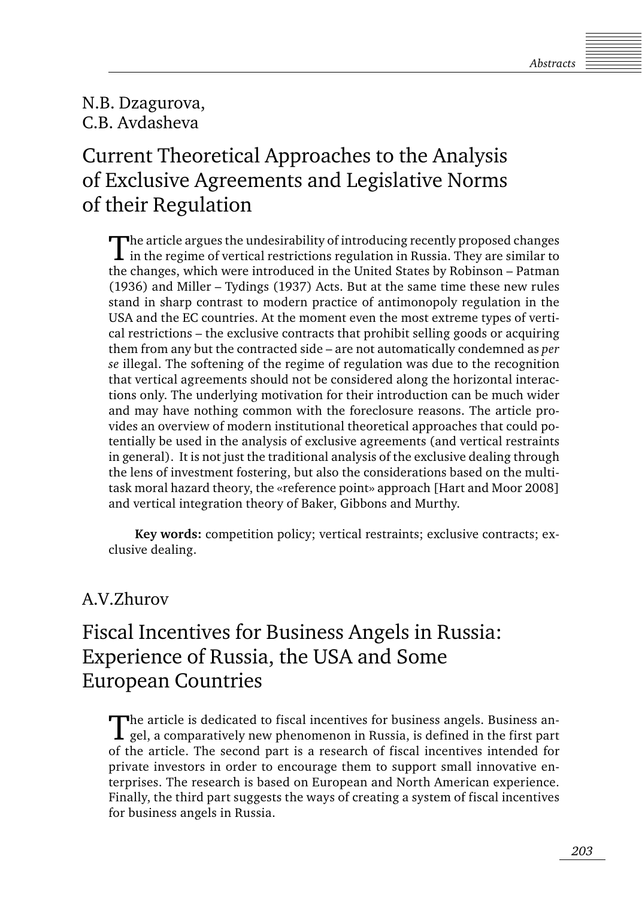N.B. Dzagurova,
C.B. Avdasheva

## Current Theoretical Approaches to the Analysis of Exclusive Agreements and Legislative Norms of their Regulation

The article argues the undesirability of introducing recently proposed changes in the regime of vertical restrictions regulation in Russia. They are similar to the changes, which were introduced in the United States by Robinson – Patman (1936) and Miller – Tydings (1937) Acts. But at the same time these new rules stand in sharp contrast to modern practice of antimonopoly regulation in the USA and the EC countries. At the moment even the most extreme types of vertical restrictions – the exclusive contracts that prohibit selling goods or acquiring them from any but the contracted side – are not automatically condemned as *per se* illegal. The softening of the regime of regulation was due to the recognition that vertical agreements should not be considered along the horizontal interactions only. The underlying motivation for their introduction can be much wider and may have nothing common with the foreclosure reasons. The article provides an overview of modern institutional theoretical approaches that could potentially be used in the analysis of exclusive agreements (and vertical restraints in general). It is not just the traditional analysis of the exclusive dealing through the lens of investment fostering, but also the considerations based on the multi-task moral hazard theory, the «reference point» approach [Hart and Moor 2008] and vertical integration theory of Baker, Gibbons and Murthy.

**Key words:** competition policy; vertical restraints; exclusive contracts; exclusive dealing.

A.V.Zhurov

## Fiscal Incentives for Business Angels in Russia: Experience of Russia, the USA and Some European Countries

The article is dedicated to fiscal incentives for business angels. Business angel, a comparatively new phenomenon in Russia, is defined in the first part of the article. The second part is a research of fiscal incentives intended for private investors in order to encourage them to support small innovative enterprises. The research is based on European and North American experience. Finally, the third part suggests the ways of creating a system of fiscal incentives for business angels in Russia.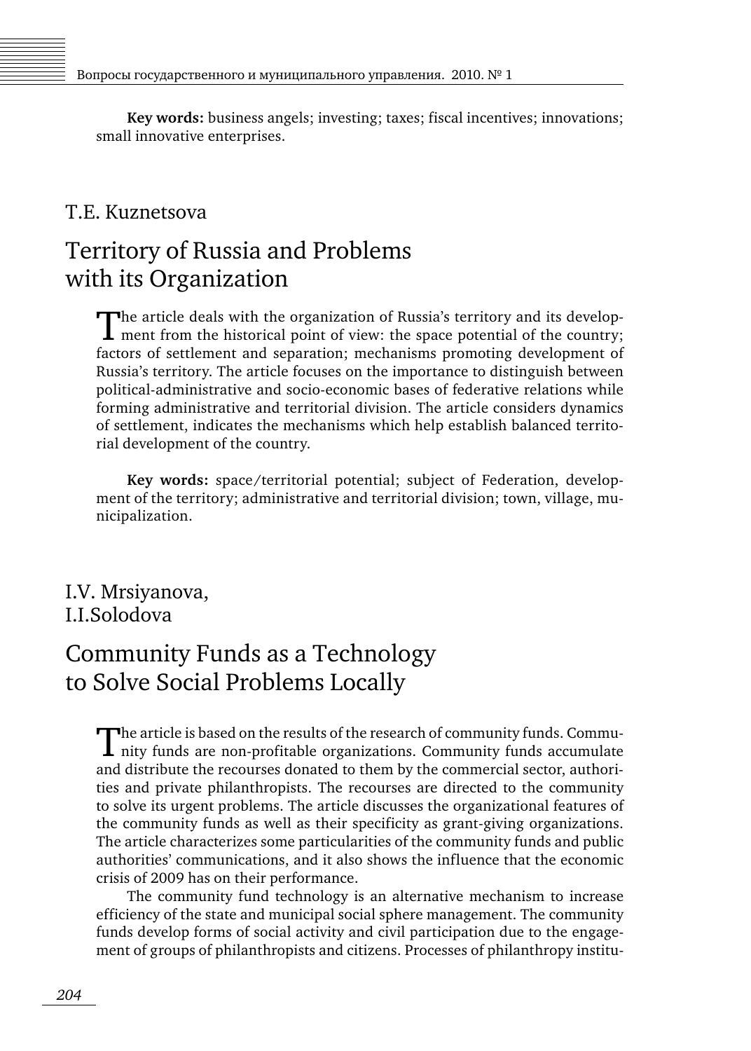**Key words:** business angels; investing; taxes; fiscal incentives; innovations; small innovative enterprises.

T.E. Kuznetsova

## Territory of Russia and Problems with its Organization

The article deals with the organization of Russia's territory and its development from the historical point of view: the space potential of the country; factors of settlement and separation; mechanisms promoting development of Russia's territory. The article focuses on the importance to distinguish between political-administrative and socio-economic bases of federative relations while forming administrative and territorial division. The article considers dynamics of settlement, indicates the mechanisms which help establish balanced territorial development of the country.

**Key words:** space/territorial potential; subject of Federation, development of the territory; administrative and territorial division; town, village, municipalization.

I.V. Mrsiyanova,
I.I.Solodova

## Community Funds as a Technology to Solve Social Problems Locally

The article is based on the results of the research of community funds. Community funds are non-profitable organizations. Community funds accumulate and distribute the recourses donated to them by the commercial sector, authorities and private philanthropists. The recourses are directed to the community to solve its urgent problems. The article discusses the organizational features of the community funds as well as their specificity as grant-giving organizations. The article characterizes some particularities of the community funds and public authorities' communications, and it also shows the influence that the economic crisis of 2009 has on their performance.

The community fund technology is an alternative mechanism to increase efficiency of the state and municipal social sphere management. The community funds develop forms of social activity and civil participation due to the engagement of groups of philanthropists and citizens. Processes of philanthropy institu-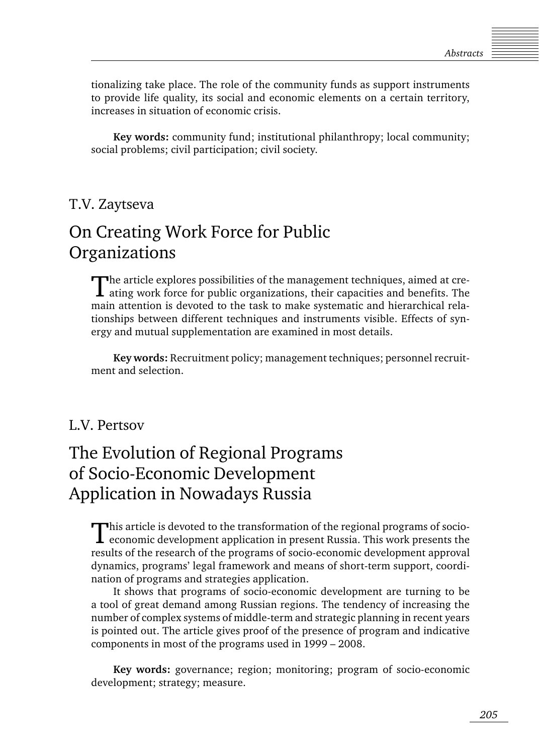tionalizing take place. The role of the community funds as support instruments to provide life quality, its social and economic elements on a certain territory, increases in situation of economic crisis.

**Key words:** community fund; institutional philanthropy; local community; social problems; civil participation; civil society.

T.V. Zaytseva

## On Creating Work Force for Public Organizations

The article explores possibilities of the management techniques, aimed at creating work force for public organizations, their capacities and benefits. The main attention is devoted to the task to make systematic and hierarchical relationships between different techniques and instruments visible. Effects of synergy and mutual supplementation are examined in most details.

**Key words:** Recruitment policy; management techniques; personnel recruitment and selection.

L.V. Pertsov

## The Evolution of Regional Programs of Socio-Economic Development Application in Nowadays Russia

This article is devoted to the transformation of the regional programs of socio-economic development application in present Russia. This work presents the results of the research of the programs of socio-economic development approval dynamics, programs' legal framework and means of short-term support, coordination of programs and strategies application.

It shows that programs of socio-economic development are turning to be a tool of great demand among Russian regions. The tendency of increasing the number of complex systems of middle-term and strategic planning in recent years is pointed out. The article gives proof of the presence of program and indicative components in most of the programs used in 1999 – 2008.

**Key words:** governance; region; monitoring; program of socio-economic development; strategy; measure.